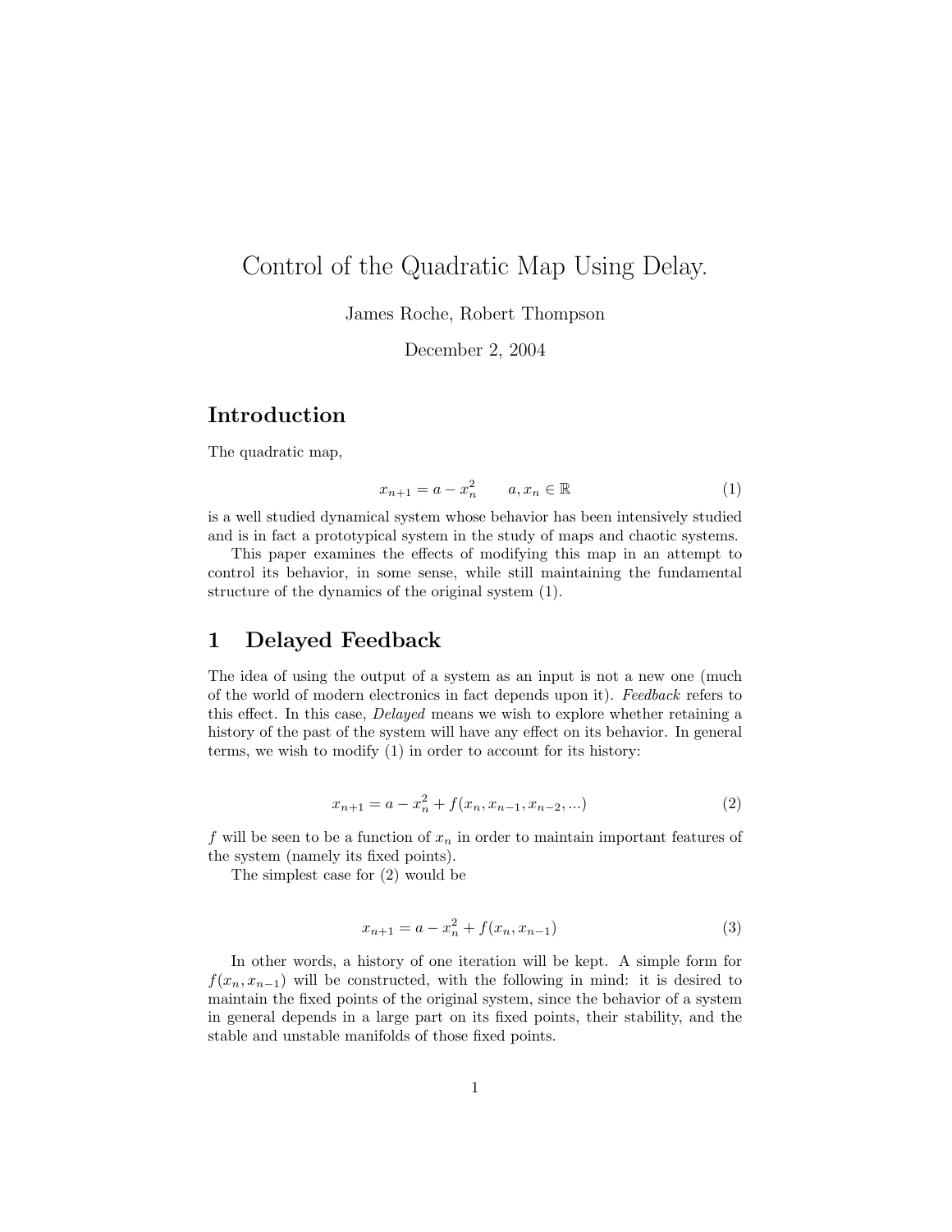# Control of the Quadratic Map Using Delay.

James Roche, Robert Thompson

December 2, 2004

## Introduction

The quadratic map,

$$x_{n+1} = a - x_n^2 \qquad a, x_n \in \mathbb{R} \tag{1}$$

is a well studied dynamical system whose behavior has been intensively studied and is in fact a prototypical system in the study of maps and chaotic systems.

This paper examines the effects of modifying this map in an attempt to control its behavior, in some sense, while still maintaining the fundamental structure of the dynamics of the original system (1).

## 1 Delayed Feedback

The idea of using the output of a system as an input is not a new one (much of the world of modern electronics in fact depends upon it). *Feedback* refers to this effect. In this case, *Delayed* means we wish to explore whether retaining a history of the past of the system will have any effect on its behavior. In general terms, we wish to modify (1) in order to account for its history:

$$x_{n+1} = a - x_n^2 + f(x_n, x_{n-1}, x_{n-2}, ...) \tag{2}$$

$f$ will be seen to be a function of $x_n$ in order to maintain important features of the system (namely its fixed points).

The simplest case for (2) would be

$$x_{n+1} = a - x_n^2 + f(x_n, x_{n-1}) \tag{3}$$

In other words, a history of one iteration will be kept. A simple form for $f(x_n, x_{n-1})$ will be constructed, with the following in mind: it is desired to maintain the fixed points of the original system, since the behavior of a system in general depends in a large part on its fixed points, their stability, and the stable and unstable manifolds of those fixed points.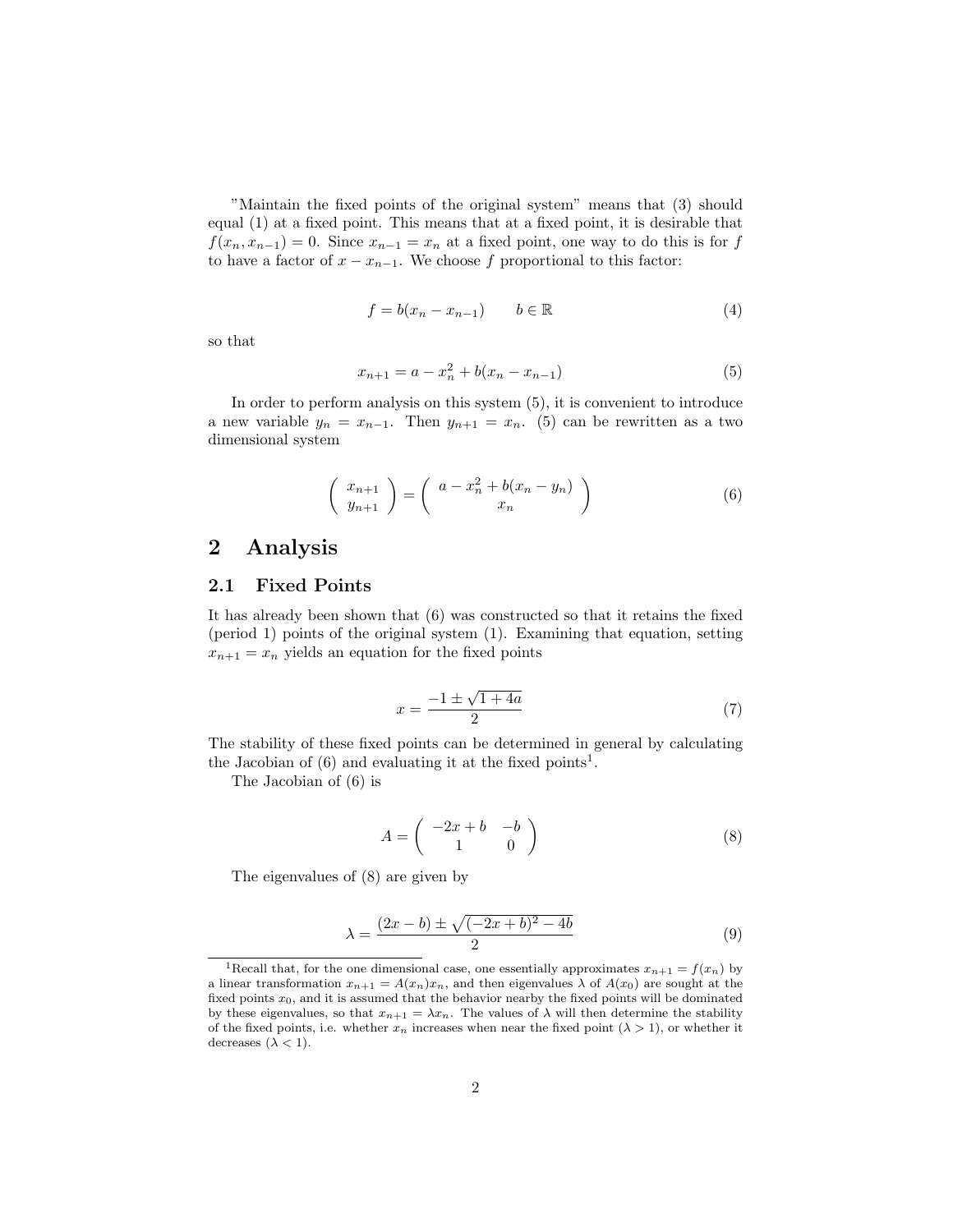"Maintain the fixed points of the original system" means that (3) should equal (1) at a fixed point. This means that at a fixed point, it is desirable that $f(x_n, x_{n-1}) = 0$. Since $x_{n-1} = x_n$ at a fixed point, one way to do this is for $f$ to have a factor of $x - x_{n-1}$. We choose $f$ proportional to this factor:

$$f = b(x_n - x_{n-1}) \qquad b \in \mathbb{R} \tag{4}$$

so that

$$x_{n+1} = a - x_n^2 + b(x_n - x_{n-1}) \tag{5}$$

In order to perform analysis on this system (5), it is convenient to introduce a new variable $y_n = x_{n-1}$. Then $y_{n+1} = x_n$. (5) can be rewritten as a two dimensional system

$$\begin{pmatrix} x_{n+1} \\ y_{n+1} \end{pmatrix} = \begin{pmatrix} a - x_n^2 + b(x_n - y_n) \\ x_n \end{pmatrix} \tag{6}$$

# 2 Analysis

## 2.1 Fixed Points

It has already been shown that (6) was constructed so that it retains the fixed (period 1) points of the original system (1). Examining that equation, setting $x_{n+1} = x_n$ yields an equation for the fixed points

$$x = \frac{-1 \pm \sqrt{1 + 4a}}{2} \tag{7}$$

The stability of these fixed points can be determined in general by calculating the Jacobian of (6) and evaluating it at the fixed points[1].

The Jacobian of (6) is

$$A = \begin{pmatrix} -2x + b & -b \\ 1 & 0 \end{pmatrix} \tag{8}$$

The eigenvalues of (8) are given by

$$\lambda = \frac{(2x - b) \pm \sqrt{(-2x + b)^2 - 4b}}{2} \tag{9}$$

[1] Recall that, for the one dimensional case, one essentially approximates $x_{n+1} = f(x_n)$ by a linear transformation $x_{n+1} = A(x_n)x_n$, and then eigenvalues $\lambda$ of $A(x_0)$ are sought at the fixed points $x_0$, and it is assumed that the behavior nearby the fixed points will be dominated by these eigenvalues, so that $x_{n+1} = \lambda x_n$. The values of $\lambda$ will then determine the stability of the fixed points, i.e. whether $x_n$ increases when near the fixed point ($\lambda > 1$), or whether it decreases ($\lambda < 1$).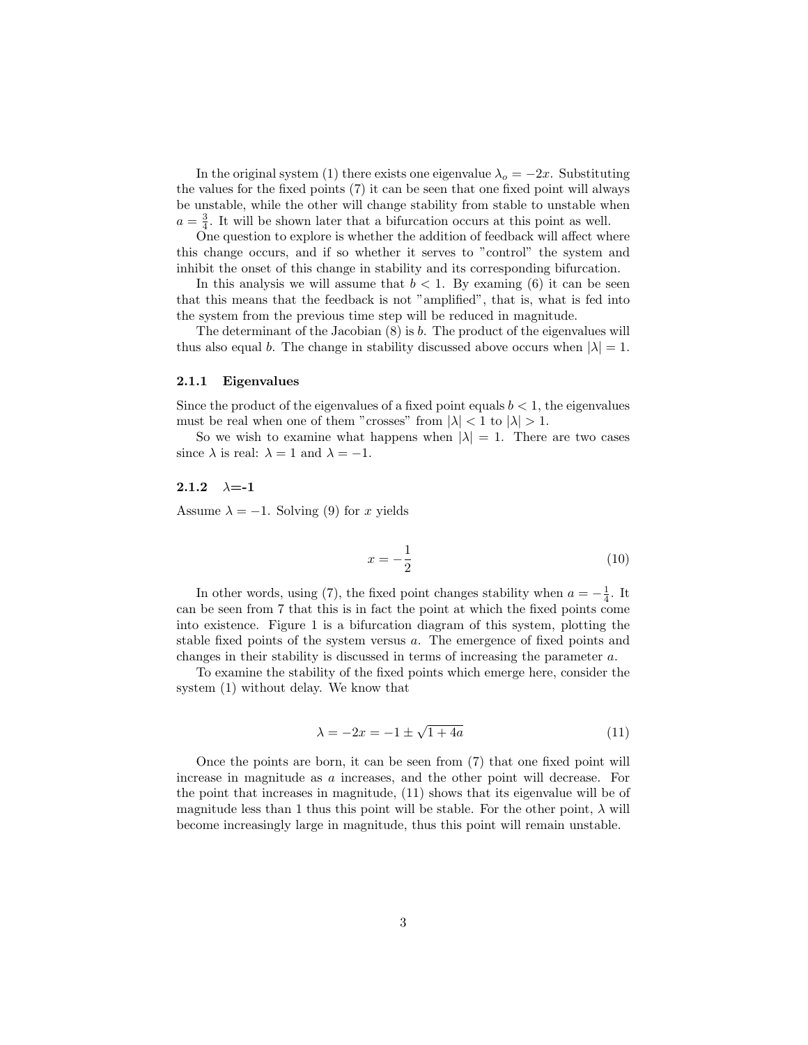In the original system (1) there exists one eigenvalue $\lambda_o = -2x$. Substituting the values for the fixed points (7) it can be seen that one fixed point will always be unstable, while the other will change stability from stable to unstable when $a = \frac{3}{4}$. It will be shown later that a bifurcation occurs at this point as well.

One question to explore is whether the addition of feedback will affect where this change occurs, and if so whether it serves to "control" the system and inhibit the onset of this change in stability and its corresponding bifurcation.

In this analysis we will assume that $b < 1$. By examing (6) it can be seen that this means that the feedback is not "amplified", that is, what is fed into the system from the previous time step will be reduced in magnitude.

The determinant of the Jacobian (8) is $b$. The product of the eigenvalues will thus also equal $b$. The change in stability discussed above occurs when $|\lambda| = 1$.

#### 2.1.1 Eigenvalues

Since the product of the eigenvalues of a fixed point equals $b < 1$, the eigenvalues must be real when one of them "crosses" from $|\lambda| < 1$ to $|\lambda| > 1$.

So we wish to examine what happens when $|\lambda| = 1$. There are two cases since $\lambda$ is real: $\lambda = 1$ and $\lambda = -1$.

#### 2.1.2 $\lambda$=-1

Assume $\lambda = -1$. Solving (9) for $x$ yields

$$x = -\frac{1}{2} \tag{10}$$

In other words, using (7), the fixed point changes stability when $a = -\frac{1}{4}$. It can be seen from 7 that this is in fact the point at which the fixed points come into existence. Figure 1 is a bifurcation diagram of this system, plotting the stable fixed points of the system versus $a$. The emergence of fixed points and changes in their stability is discussed in terms of increasing the parameter $a$.

To examine the stability of the fixed points which emerge here, consider the system (1) without delay. We know that

$$\lambda = -2x = -1 \pm \sqrt{1 + 4a} \tag{11}$$

Once the points are born, it can be seen from (7) that one fixed point will increase in magnitude as $a$ increases, and the other point will decrease. For the point that increases in magnitude, (11) shows that its eigenvalue will be of magnitude less than 1 thus this point will be stable. For the other point, $\lambda$ will become increasingly large in magnitude, thus this point will remain unstable.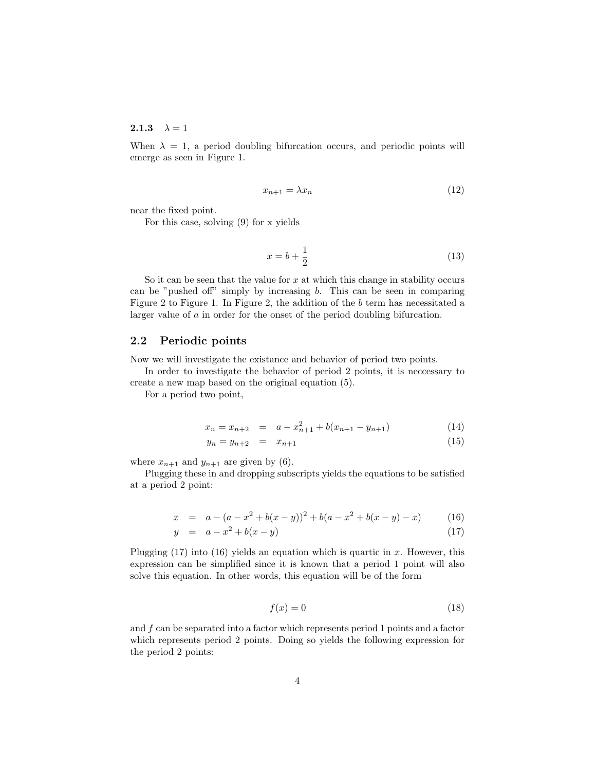### 2.1.3 $\lambda = 1$

When $\lambda = 1$, a period doubling bifurcation occurs, and periodic points will emerge as seen in Figure 1.

$$x_{n+1} = \lambda x_n \tag{12}$$

near the fixed point.

For this case, solving (9) for x yields

$$x = b + \frac{1}{2} \tag{13}$$

So it can be seen that the value for $x$ at which this change in stability occurs can be "pushed off" simply by increasing $b$. This can be seen in comparing Figure 2 to Figure 1. In Figure 2, the addition of the $b$ term has necessitated a larger value of $a$ in order for the onset of the period doubling bifurcation.

## 2.2 Periodic points

Now we will investigate the existance and behavior of period two points.

In order to investigate the behavior of period 2 points, it is neccessary to create a new map based on the original equation (5).

For a period two point,

$$x_n = x_{n+2} = a - x_{n+1}^2 + b(x_{n+1} - y_{n+1}) \tag{14}$$

$$y_n = y_{n+2} = x_{n+1} \tag{15}$$

where $x_{n+1}$ and $y_{n+1}$ are given by (6).

Plugging these in and dropping subscripts yields the equations to be satisfied at a period 2 point:

$$x = a - (a - x^2 + b(x - y))^2 + b(a - x^2 + b(x - y) - x) \tag{16}$$

$$y = a - x^2 + b(x - y) \tag{17}$$

Plugging (17) into (16) yields an equation which is quartic in $x$. However, this expression can be simplified since it is known that a period 1 point will also solve this equation. In other words, this equation will be of the form

$$f(x) = 0 \tag{18}$$

and $f$ can be separated into a factor which represents period 1 points and a factor which represents period 2 points. Doing so yields the following expression for the period 2 points: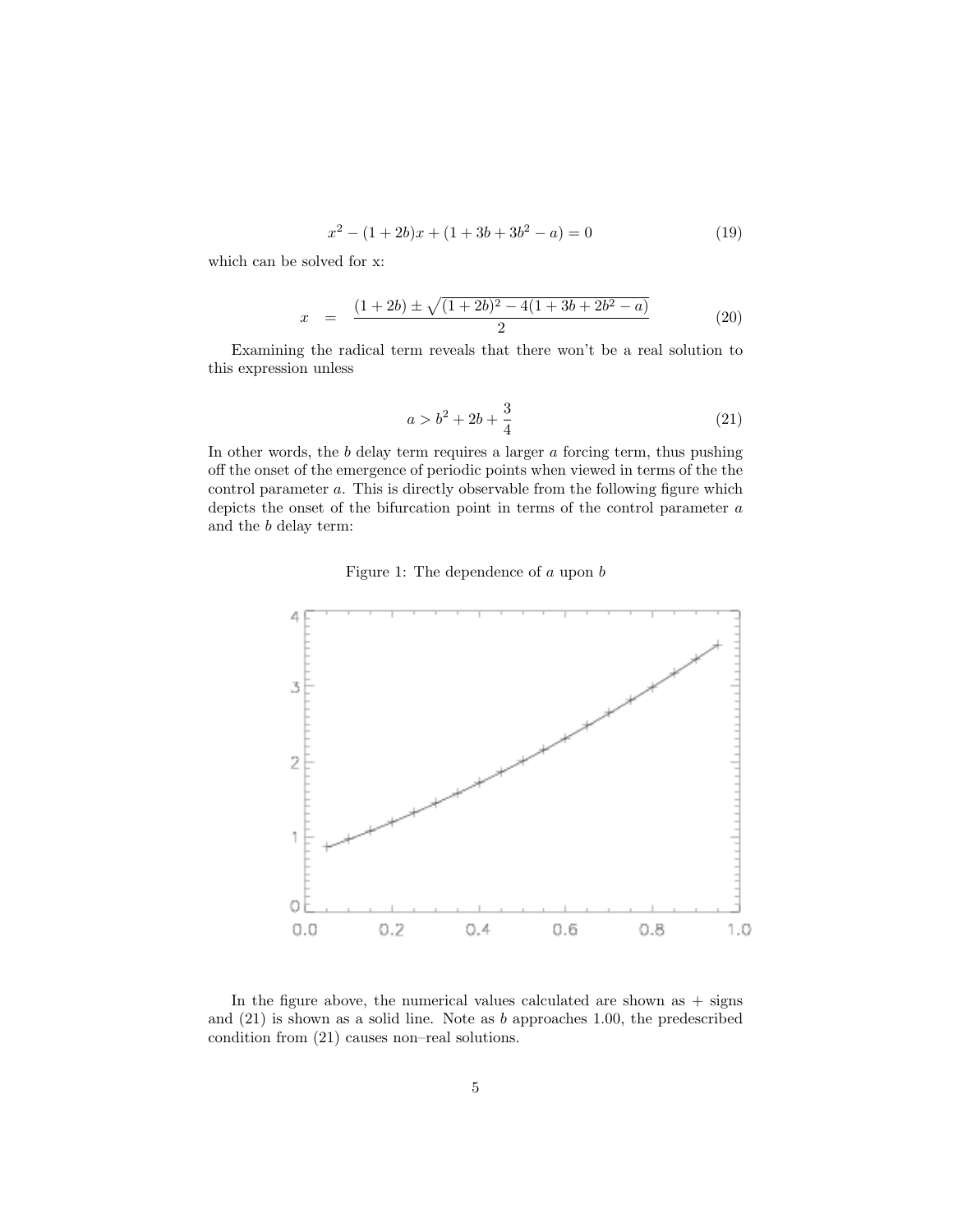$$x^2 - (1 + 2b)x + (1 + 3b + 3b^2 - a) = 0 \tag{19}$$

which can be solved for x:

$$x \quad = \quad \frac{(1 + 2b) \pm \sqrt{(1 + 2b)^2 - 4(1 + 3b + 2b^2 - a)}}{2} \tag{20}$$

Examining the radical term reveals that there won't be a real solution to this expression unless

$$a > b^2 + 2b + \frac{3}{4} \tag{21}$$

In other words, the $b$ delay term requires a larger $a$ forcing term, thus pushing off the onset of the emergence of periodic points when viewed in terms of the the control parameter $a$. This is directly observable from the following figure which depicts the onset of the bifurcation point in terms of the control parameter $a$ and the $b$ delay term:

Figure 1: The dependence of $a$ upon $b$

4
3
2
1
0
0.0
0.2
0.4
0.6
0.8
1.0

In the figure above, the numerical values calculated are shown as + signs and (21) is shown as a solid line. Note as $b$ approaches 1.00, the predescribed condition from (21) causes non–real solutions.